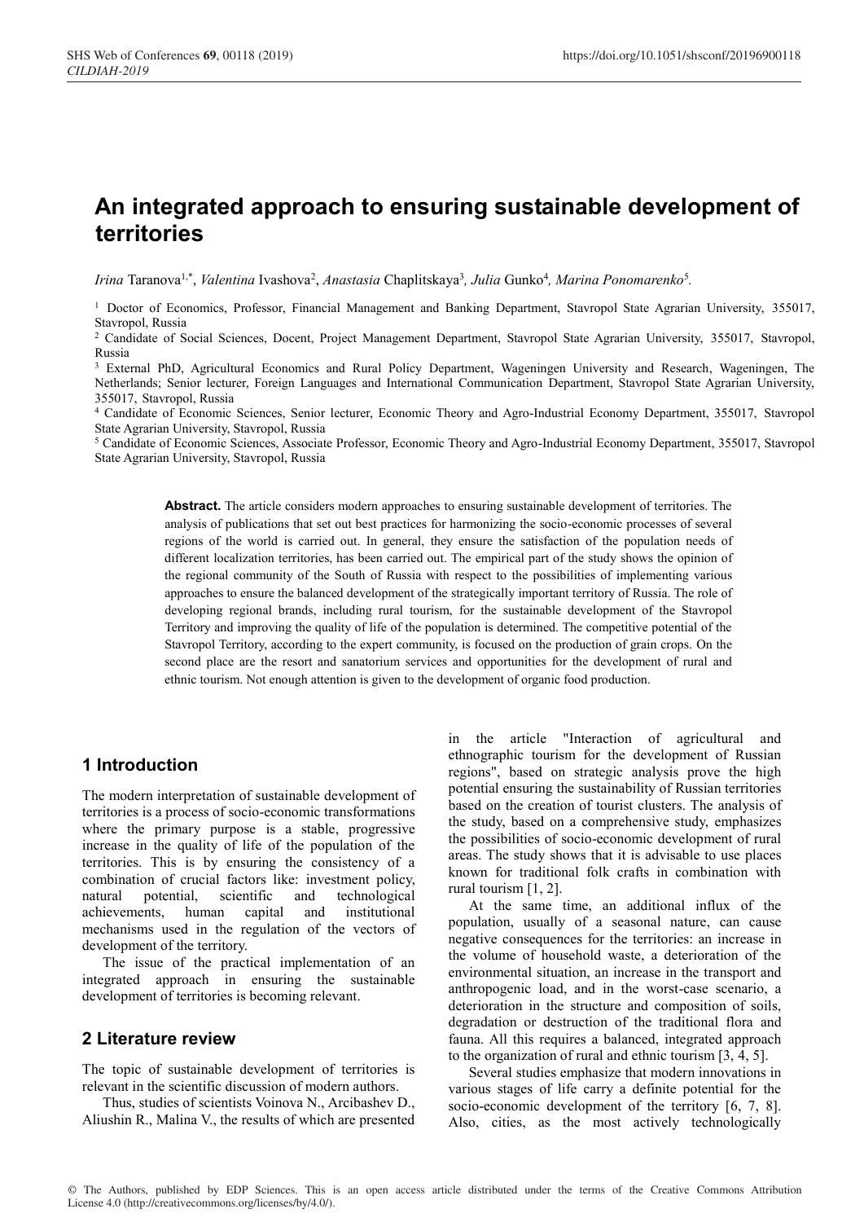# An integrated approach to ensuring sustainable development of territories

*Irina* Taranova[1,*], *Valentina* Ivashova[2], *Anastasia* Chaplitskaya[3], *Julia* Gunko[4], *Marina* Ponomarenko[5].

[1] Doctor of Economics, Professor, Financial Management and Banking Department, Stavropol State Agrarian University, 355017, Stavropol, Russia

[2] Candidate of Social Sciences, Docent, Project Management Department, Stavropol State Agrarian University, 355017, Stavropol, Russia

[3] External PhD, Agricultural Economics and Rural Policy Department, Wageningen University and Research, Wageningen, The Netherlands; Senior lecturer, Foreign Languages and International Communication Department, Stavropol State Agrarian University, 355017, Stavropol, Russia

[4] Candidate of Economic Sciences, Senior lecturer, Economic Theory and Agro-Industrial Economy Department, 355017, Stavropol State Agrarian University, Stavropol, Russia

[5] Candidate of Economic Sciences, Associate Professor, Economic Theory and Agro-Industrial Economy Department, 355017, Stavropol State Agrarian University, Stavropol, Russia

**Abstract.** The article considers modern approaches to ensuring sustainable development of territories. The analysis of publications that set out best practices for harmonizing the socio-economic processes of several regions of the world is carried out. In general, they ensure the satisfaction of the population needs of different localization territories, has been carried out. The empirical part of the study shows the opinion of the regional community of the South of Russia with respect to the possibilities of implementing various approaches to ensure the balanced development of the strategically important territory of Russia. The role of developing regional brands, including rural tourism, for the sustainable development of the Stavropol Territory and improving the quality of life of the population is determined. The competitive potential of the Stavropol Territory, according to the expert community, is focused on the production of grain crops. On the second place are the resort and sanatorium services and opportunities for the development of rural and ethnic tourism. Not enough attention is given to the development of organic food production.

## 1 Introduction

The modern interpretation of sustainable development of territories is a process of socio-economic transformations where the primary purpose is a stable, progressive increase in the quality of life of the population of the territories. This is by ensuring the consistency of a combination of crucial factors like: investment policy, natural potential, scientific and technological achievements, human capital and institutional mechanisms used in the regulation of the vectors of development of the territory.

The issue of the practical implementation of an integrated approach in ensuring the sustainable development of territories is becoming relevant.

## 2 Literature review

The topic of sustainable development of territories is relevant in the scientific discussion of modern authors.

Thus, studies of scientists Voinova N., Arcibashev D., Aliushin R., Malina V., the results of which are presented in the article "Interaction of agricultural and ethnographic tourism for the development of Russian regions", based on strategic analysis prove the high potential ensuring the sustainability of Russian territories based on the creation of tourist clusters. The analysis of the study, based on a comprehensive study, emphasizes the possibilities of socio-economic development of rural areas. The study shows that it is advisable to use places known for traditional folk crafts in combination with rural tourism [1, 2].

At the same time, an additional influx of the population, usually of a seasonal nature, can cause negative consequences for the territories: an increase in the volume of household waste, a deterioration of the environmental situation, an increase in the transport and anthropogenic load, and in the worst-case scenario, a deterioration in the structure and composition of soils, degradation or destruction of the traditional flora and fauna. All this requires a balanced, integrated approach to the organization of rural and ethnic tourism [3, 4, 5].

Several studies emphasize that modern innovations in various stages of life carry a definite potential for the socio-economic development of the territory [6, 7, 8]. Also, cities, as the most actively technologically

© The Authors, published by EDP Sciences. This is an open access article distributed under the terms of the Creative Commons Attribution License 4.0 (http://creativecommons.org/licenses/by/4.0/).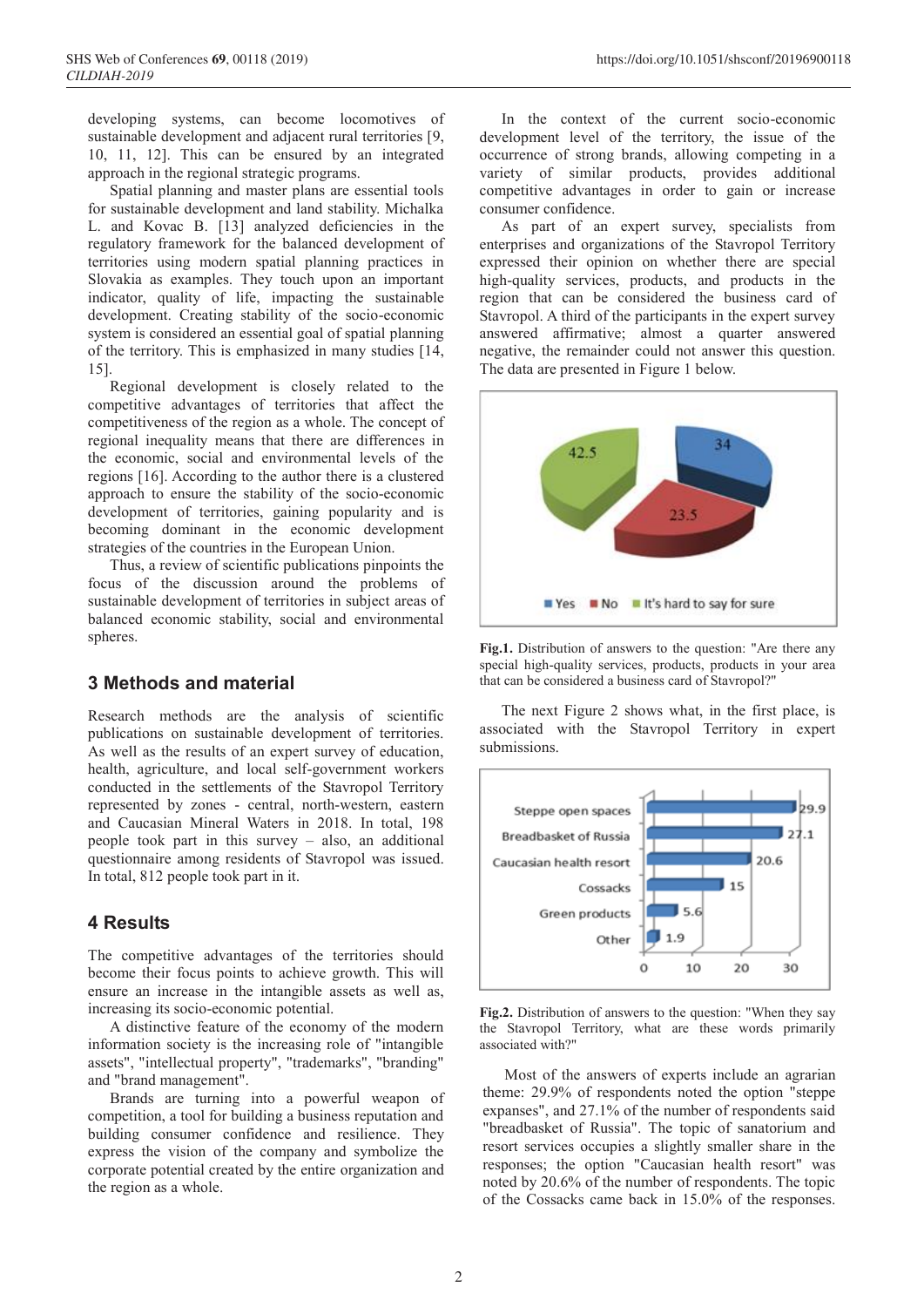developing systems, can become locomotives of sustainable development and adjacent rural territories [9, 10, 11, 12]. This can be ensured by an integrated approach in the regional strategic programs.

Spatial planning and master plans are essential tools for sustainable development and land stability. Michalka L. and Kovac B. [13] analyzed deficiencies in the regulatory framework for the balanced development of territories using modern spatial planning practices in Slovakia as examples. They touch upon an important indicator, quality of life, impacting the sustainable development. Creating stability of the socio-economic system is considered an essential goal of spatial planning of the territory. This is emphasized in many studies [14, 15].

Regional development is closely related to the competitive advantages of territories that affect the competitiveness of the region as a whole. The concept of regional inequality means that there are differences in the economic, social and environmental levels of the regions [16]. According to the author there is a clustered approach to ensure the stability of the socio-economic development of territories, gaining popularity and is becoming dominant in the economic development strategies of the countries in the European Union.

Thus, a review of scientific publications pinpoints the focus of the discussion around the problems of sustainable development of territories in subject areas of balanced economic stability, social and environmental spheres.

## 3 Methods and material

Research methods are the analysis of scientific publications on sustainable development of territories. As well as the results of an expert survey of education, health, agriculture, and local self-government workers conducted in the settlements of the Stavropol Territory represented by zones - central, north-western, eastern and Caucasian Mineral Waters in 2018. In total, 198 people took part in this survey – also, an additional questionnaire among residents of Stavropol was issued. In total, 812 people took part in it.

## 4 Results

The competitive advantages of the territories should become their focus points to achieve growth. This will ensure an increase in the intangible assets as well as, increasing its socio-economic potential.

A distinctive feature of the economy of the modern information society is the increasing role of "intangible assets", "intellectual property", "trademarks", "branding" and "brand management".

Brands are turning into a powerful weapon of competition, a tool for building a business reputation and building consumer confidence and resilience. They express the vision of the company and symbolize the corporate potential created by the entire organization and the region as a whole.

In the context of the current socio-economic development level of the territory, the issue of the occurrence of strong brands, allowing competing in a variety of similar products, provides additional competitive advantages in order to gain or increase consumer confidence.

As part of an expert survey, specialists from enterprises and organizations of the Stavropol Territory expressed their opinion on whether there are special high-quality services, products, and products in the region that can be considered the business card of Stavropol. A third of the participants in the expert survey answered affirmative; almost a quarter answered negative, the remainder could not answer this question. The data are presented in Figure 1 below.

**Fig.1.** Distribution of answers to the question: "Are there any special high-quality services, products, products in your area that can be considered a business card of Stavropol?"

The next Figure 2 shows what, in the first place, is associated with the Stavropol Territory in expert submissions.

**Fig.2.** Distribution of answers to the question: "When they say the Stavropol Territory, what are these words primarily associated with?"

Most of the answers of experts include an agrarian theme: 29.9% of respondents noted the option "steppe expanses", and 27.1% of the number of respondents said "breadbasket of Russia". The topic of sanatorium and resort services occupies a slightly smaller share in the responses; the option "Caucasian health resort" was noted by 20.6% of the number of respondents. The topic of the Cossacks came back in 15.0% of the responses.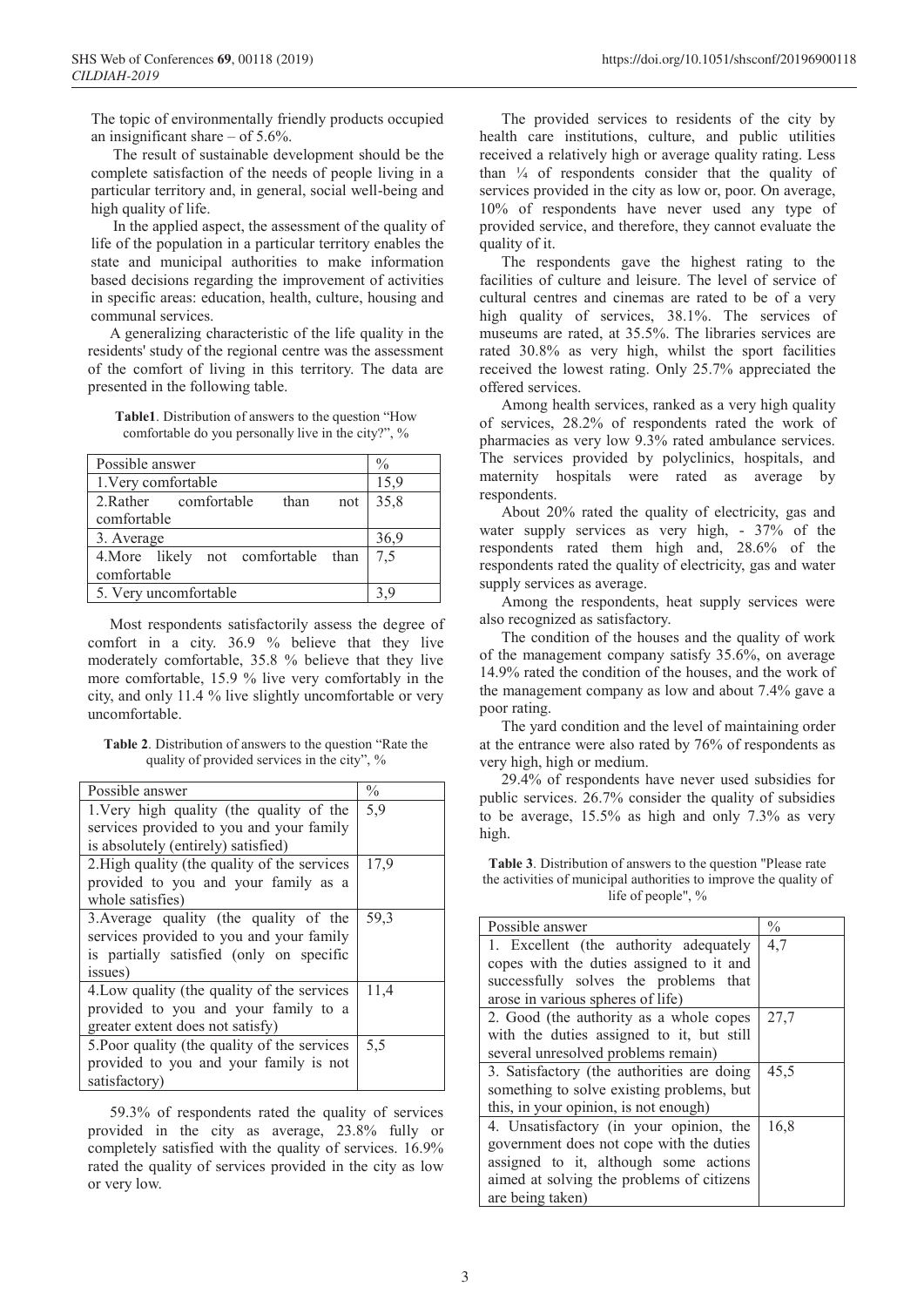The topic of environmentally friendly products occupied an insignificant share – of 5.6%.

The result of sustainable development should be the complete satisfaction of the needs of people living in a particular territory and, in general, social well-being and high quality of life.

In the applied aspect, the assessment of the quality of life of the population in a particular territory enables the state and municipal authorities to make information based decisions regarding the improvement of activities in specific areas: education, health, culture, housing and communal services.

A generalizing characteristic of the life quality in the residents' study of the regional centre was the assessment of the comfort of living in this territory. The data are presented in the following table.

**Table1**. Distribution of answers to the question "How comfortable do you personally live in the city?", %

| Possible answer | % |
|---|---|
| 1.Very comfortable | 15,9 |
| 2.Rather comfortable than not comfortable | 35,8 |
| 3. Average | 36,9 |
| 4.More likely not comfortable than comfortable | 7,5 |
| 5. Very uncomfortable | 3,9 |

Most respondents satisfactorily assess the degree of comfort in a city. 36.9 % believe that they live moderately comfortable, 35.8 % believe that they live more comfortable, 15.9 % live very comfortably in the city, and only 11.4 % live slightly uncomfortable or very uncomfortable.

**Table 2**. Distribution of answers to the question "Rate the quality of provided services in the city", %

| Possible answer | % |
|---|---|
| 1.Very high quality (the quality of the services provided to you and your family is absolutely (entirely) satisfied) | 5,9 |
| 2.High quality (the quality of the services provided to you and your family as a whole satisfies) | 17,9 |
| 3.Average quality (the quality of the services provided to you and your family is partially satisfied (only on specific issues) | 59,3 |
| 4.Low quality (the quality of the services provided to you and your family to a greater extent does not satisfy) | 11,4 |
| 5.Poor quality (the quality of the services provided to you and your family is not satisfactory) | 5,5 |

59.3% of respondents rated the quality of services provided in the city as average, 23.8% fully or completely satisfied with the quality of services. 16.9% rated the quality of services provided in the city as low or very low.

The provided services to residents of the city by health care institutions, culture, and public utilities received a relatively high or average quality rating. Less than ¼ of respondents consider that the quality of services provided in the city as low or, poor. On average, 10% of respondents have never used any type of provided service, and therefore, they cannot evaluate the quality of it.

The respondents gave the highest rating to the facilities of culture and leisure. The level of service of cultural centres and cinemas are rated to be of a very high quality of services, 38.1%. The services of museums are rated, at 35.5%. The libraries services are rated 30.8% as very high, whilst the sport facilities received the lowest rating. Only 25.7% appreciated the offered services.

Among health services, ranked as a very high quality of services, 28.2% of respondents rated the work of pharmacies as very low 9.3% rated ambulance services. The services provided by polyclinics, hospitals, and maternity hospitals were rated as average by respondents.

About 20% rated the quality of electricity, gas and water supply services as very high, - 37% of the respondents rated them high and, 28.6% of the respondents rated the quality of electricity, gas and water supply services as average.

Among the respondents, heat supply services were also recognized as satisfactory.

The condition of the houses and the quality of work of the management company satisfy 35.6%, on average 14.9% rated the condition of the houses, and the work of the management company as low and about 7.4% gave a poor rating.

The yard condition and the level of maintaining order at the entrance were also rated by 76% of respondents as very high, high or medium.

29.4% of respondents have never used subsidies for public services. 26.7% consider the quality of subsidies to be average, 15.5% as high and only 7.3% as very high.

**Table 3**. Distribution of answers to the question "Please rate the activities of municipal authorities to improve the quality of life of people", %

| Possible answer | % |
|---|---|
| 1. Excellent (the authority adequately copes with the duties assigned to it and successfully solves the problems that arose in various spheres of life) | 4,7 |
| 2. Good (the authority as a whole copes with the duties assigned to it, but still several unresolved problems remain) | 27,7 |
| 3. Satisfactory (the authorities are doing something to solve existing problems, but this, in your opinion, is not enough) | 45,5 |
| 4. Unsatisfactory (in your opinion, the government does not cope with the duties assigned to it, although some actions aimed at solving the problems of citizens are being taken) | 16,8 |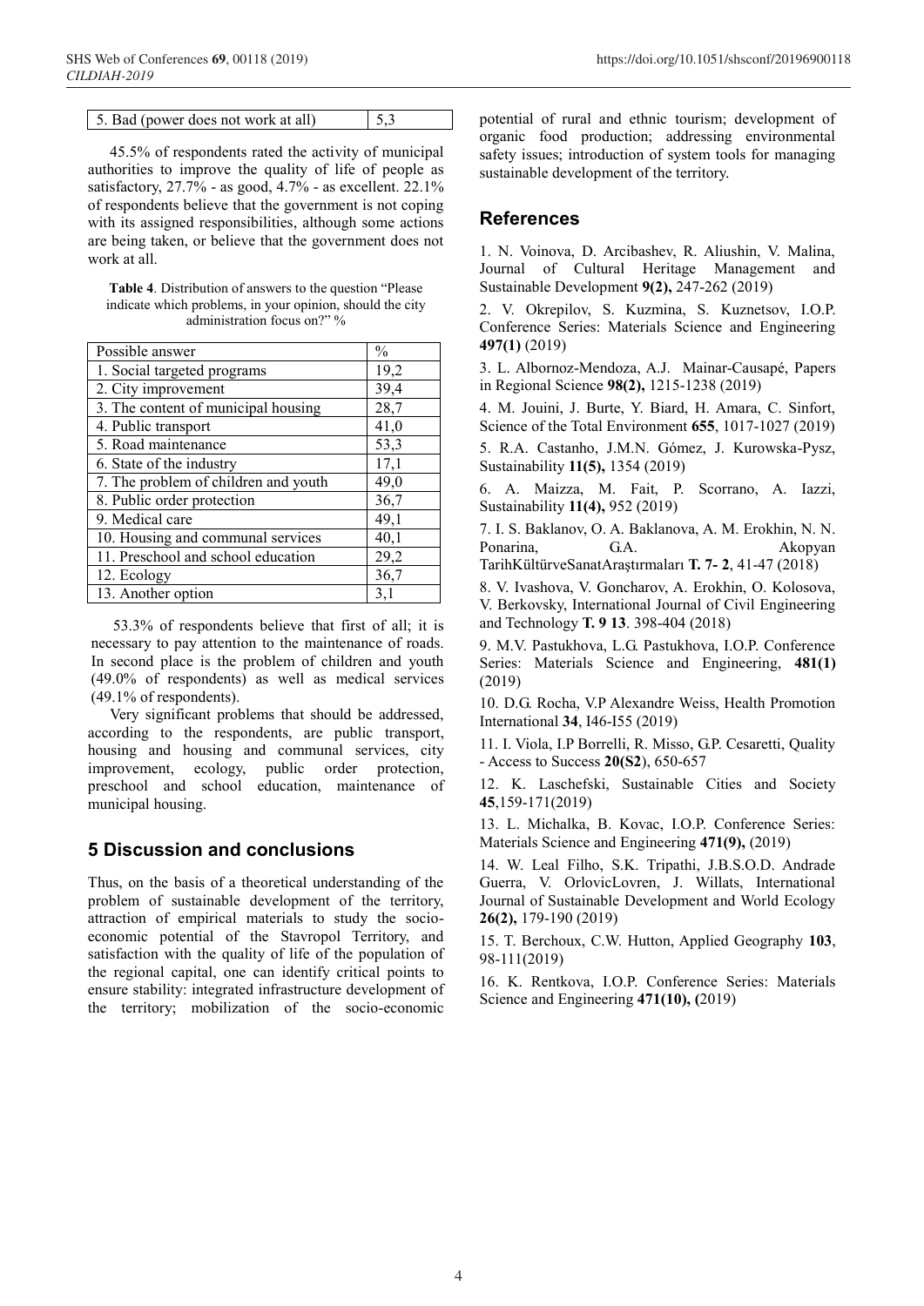| | |
|---|---|
| 5. Bad (power does not work at all) | 5,3 |

45.5% of respondents rated the activity of municipal authorities to improve the quality of life of people as satisfactory, 27.7% - as good, 4.7% - as excellent. 22.1% of respondents believe that the government is not coping with its assigned responsibilities, although some actions are being taken, or believe that the government does not work at all.

**Table 4**. Distribution of answers to the question "Please indicate which problems, in your opinion, should the city administration focus on?" %

| Possible answer | % |
|---|---|
| 1. Social targeted programs | 19,2 |
| 2. City improvement | 39,4 |
| 3. The content of municipal housing | 28,7 |
| 4. Public transport | 41,0 |
| 5. Road maintenance | 53,3 |
| 6. State of the industry | 17,1 |
| 7. The problem of children and youth | 49,0 |
| 8. Public order protection | 36,7 |
| 9. Medical care | 49,1 |
| 10. Housing and communal services | 40,1 |
| 11. Preschool and school education | 29,2 |
| 12. Ecology | 36,7 |
| 13. Another option | 3,1 |

53.3% of respondents believe that first of all; it is necessary to pay attention to the maintenance of roads. In second place is the problem of children and youth (49.0% of respondents) as well as medical services (49.1% of respondents).

Very significant problems that should be addressed, according to the respondents, are public transport, housing and housing and communal services, city improvement, ecology, public order protection, preschool and school education, maintenance of municipal housing.

## 5 Discussion and conclusions

Thus, on the basis of a theoretical understanding of the problem of sustainable development of the territory, attraction of empirical materials to study the socio-economic potential of the Stavropol Territory, and satisfaction with the quality of life of the population of the regional capital, one can identify critical points to ensure stability: integrated infrastructure development of the territory; mobilization of the socio-economic potential of rural and ethnic tourism; development of organic food production; addressing environmental safety issues; introduction of system tools for managing sustainable development of the territory.

## References

1. N. Voinova, D. Arcibashev, R. Aliushin, V. Malina, Journal of Cultural Heritage Management and Sustainable Development **9(2),** 247-262 (2019)

2. V. Okrepilov, S. Kuzmina, S. Kuznetsov, I.O.P. Conference Series: Materials Science and Engineering **497(1)** (2019)

3. L. Albornoz-Mendoza, A.J. Mainar-Causapé, Papers in Regional Science **98(2),** 1215-1238 (2019)

4. M. Jouini, J. Burte, Y. Biard, H. Amara, C. Sinfort, Science of the Total Environment **655**, 1017-1027 (2019)

5. R.A. Castanho, J.M.N. Gómez, J. Kurowska-Pysz, Sustainability **11(5),** 1354 (2019)

6. A. Maizza, M. Fait, P. Scorrano, A. Iazzi, Sustainability **11(4),** 952 (2019)

7. I. S. Baklanov, O. A. Baklanova, A. M. Erokhin, N. N. Ponarina, G.A. Akopyan TarihKültürveSanatAraştırmaları **T. 7- 2**, 41-47 (2018)

8. V. Ivashova, V. Goncharov, A. Erokhin, O. Kolosova, V. Berkovsky, International Journal of Civil Engineering and Technology **T. 9 13**. 398-404 (2018)

9. M.V. Pastukhova, L.G. Pastukhova, I.O.P. Conference Series: Materials Science and Engineering, **481(1)** (2019)

10. D.G. Rocha, V.P Alexandre Weiss, Health Promotion International **34**, I46-I55 (2019)

11. I. Viola, I.P Borrelli, R. Misso, G.P. Cesaretti, Quality - Access to Success **20(S2**), 650-657

12. K. Laschefski, Sustainable Cities and Society **45**,159-171(2019)

13. L. Michalka, B. Kovac, I.O.P. Conference Series: Materials Science and Engineering **471(9),** (2019)

14. W. Leal Filho, S.K. Tripathi, J.B.S.O.D. Andrade Guerra, V. OrlovicLovren, J. Willats, International Journal of Sustainable Development and World Ecology **26(2),** 179-190 (2019)

15. T. Berchoux, C.W. Hutton, Applied Geography **103**, 98-111(2019)

16. K. Rentkova, I.O.P. Conference Series: Materials Science and Engineering **471(10), (**2019)